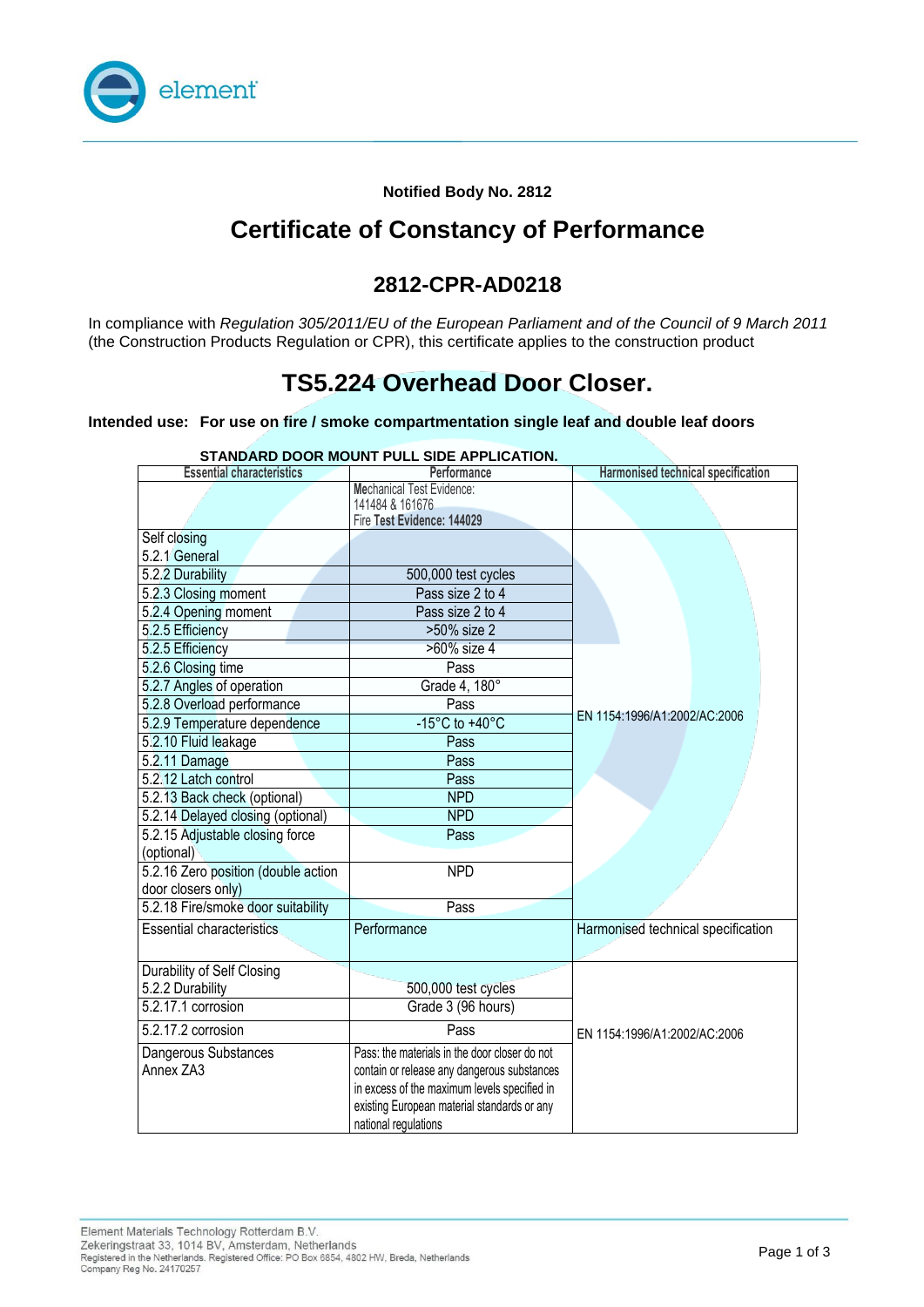**Notified Body No. 2812**

# Certificate of Constancy of Performance

## 2812-CPR-AD0218

In compliance with *Regulation 305/2011/EU of the European Parliament and of the Council of 9 March 2011* (the Construction Products Regulation or CPR), this certificate applies to the construction product

# TS5.224 Overhead Door Closer.

**Intended use: For use on fire / smoke compartmentation single leaf and double leaf doors**

**STANDARD DOOR MOUNT PULL SIDE APPLICATION.**

| Essential characteristics | Performance | Harmonised technical specification |
|---|---|---|
| | Mechanical Test Evidence: 141484 & 161676<br>Fire **Test Evidence: 144029** | |
| Self closing<br>5.2.1 General | | EN 1154:1996/A1:2002/AC:2006 |
| 5.2.2 Durability | 500,000 test cycles | |
| 5.2.3 Closing moment | Pass size 2 to 4 | |
| 5.2.4 Opening moment | Pass size 2 to 4 | |
| 5.2.5 Efficiency | >50% size 2 | |
| 5.2.5 Efficiency | >60% size 4 | |
| 5.2.6 Closing time | Pass | |
| 5.2.7 Angles of operation | Grade 4, 180° | |
| 5.2.8 Overload performance | Pass | |
| 5.2.9 Temperature dependence | -15°C to +40°C | |
| 5.2.10 Fluid leakage | Pass | |
| 5.2.11 Damage | Pass | |
| 5.2.12 Latch control | Pass | |
| 5.2.13 Back check (optional) | NPD | |
| 5.2.14 Delayed closing (optional) | NPD | |
| 5.2.15 Adjustable closing force (optional) | Pass | |
| 5.2.16 Zero position (double action door closers only) | NPD | |
| 5.2.18 Fire/smoke door suitability | Pass | |
| Essential characteristics | Performance | Harmonised technical specification |
| Durability of Self Closing<br>5.2.2 Durability | 500,000 test cycles | EN 1154:1996/A1:2002/AC:2006 |
| 5.2.17.1 corrosion | Grade 3 (96 hours) | |
| 5.2.17.2 corrosion | Pass | |
| Dangerous Substances<br>Annex ZA3 | Pass: the materials in the door closer do not contain or release any dangerous substances in excess of the maximum levels specified in existing European material standards or any national regulations | |

Element Materials Technology Rotterdam B.V.
Zekeringstraat 33, 1014 BV, Amsterdam, Netherlands
Registered in the Netherlands. Registered Office: PO Box 6854, 4802 HW, Breda, Netherlands
Company Reg No. 24170257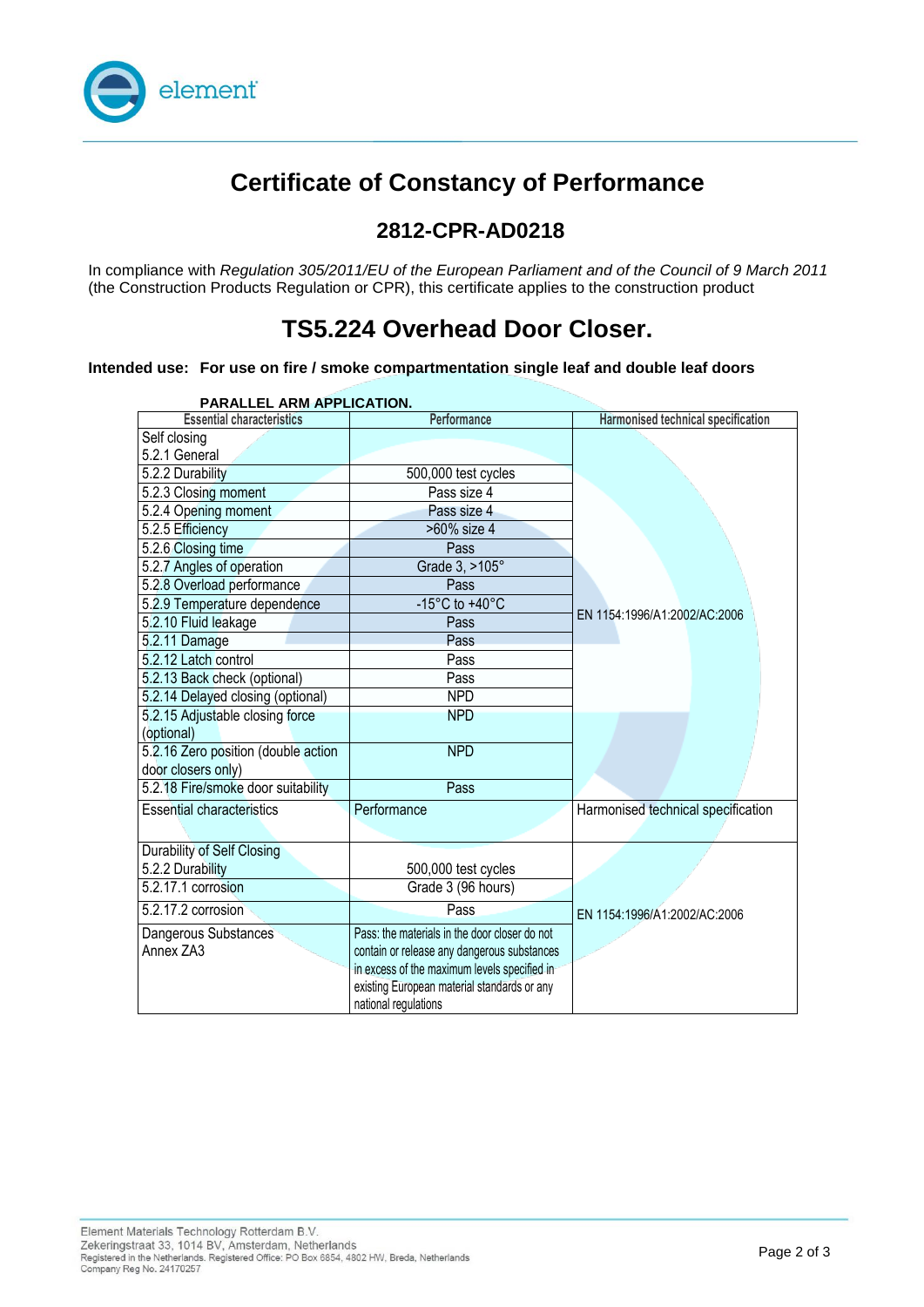# Certificate of Constancy of Performance

## 2812-CPR-AD0218

In compliance with *Regulation 305/2011/EU of the European Parliament and of the Council of 9 March 2011* (the Construction Products Regulation or CPR), this certificate applies to the construction product

# TS5.224 Overhead Door Closer.

**Intended use: For use on fire / smoke compartmentation single leaf and double leaf doors**

**PARALLEL ARM APPLICATION.**

| Essential characteristics | Performance | Harmonised technical specification |
|---|---|---|
| Self closing<br>5.2.1 General | | EN 1154:1996/A1:2002/AC:2006 |
| 5.2.2 Durability | 500,000 test cycles | |
| 5.2.3 Closing moment | Pass size 4 | |
| 5.2.4 Opening moment | Pass size 4 | |
| 5.2.5 Efficiency | >60% size 4 | |
| 5.2.6 Closing time | Pass | |
| 5.2.7 Angles of operation | Grade 3, >105° | |
| 5.2.8 Overload performance | Pass | |
| 5.2.9 Temperature dependence | -15°C to +40°C | |
| 5.2.10 Fluid leakage | Pass | |
| 5.2.11 Damage | Pass | |
| 5.2.12 Latch control | Pass | |
| 5.2.13 Back check (optional) | Pass | |
| 5.2.14 Delayed closing (optional) | NPD | |
| 5.2.15 Adjustable closing force (optional) | NPD | |
| 5.2.16 Zero position (double action door closers only) | NPD | |
| 5.2.18 Fire/smoke door suitability | Pass | |
| Essential characteristics | Performance | Harmonised technical specification |
| Durability of Self Closing<br>5.2.2 Durability | 500,000 test cycles | EN 1154:1996/A1:2002/AC:2006 |
| 5.2.17.1 corrosion | Grade 3 (96 hours) | |
| 5.2.17.2 corrosion | Pass | |
| Dangerous Substances<br>Annex ZA3 | Pass: the materials in the door closer do not contain or release any dangerous substances in excess of the maximum levels specified in existing European material standards or any national regulations | |

Element Materials Technology Rotterdam B.V.
Zekeringstraat 33, 1014 BV, Amsterdam, Netherlands
Registered in the Netherlands. Registered Office: PO Box 6854, 4802 HW, Breda, Netherlands
Company Reg No. 24170257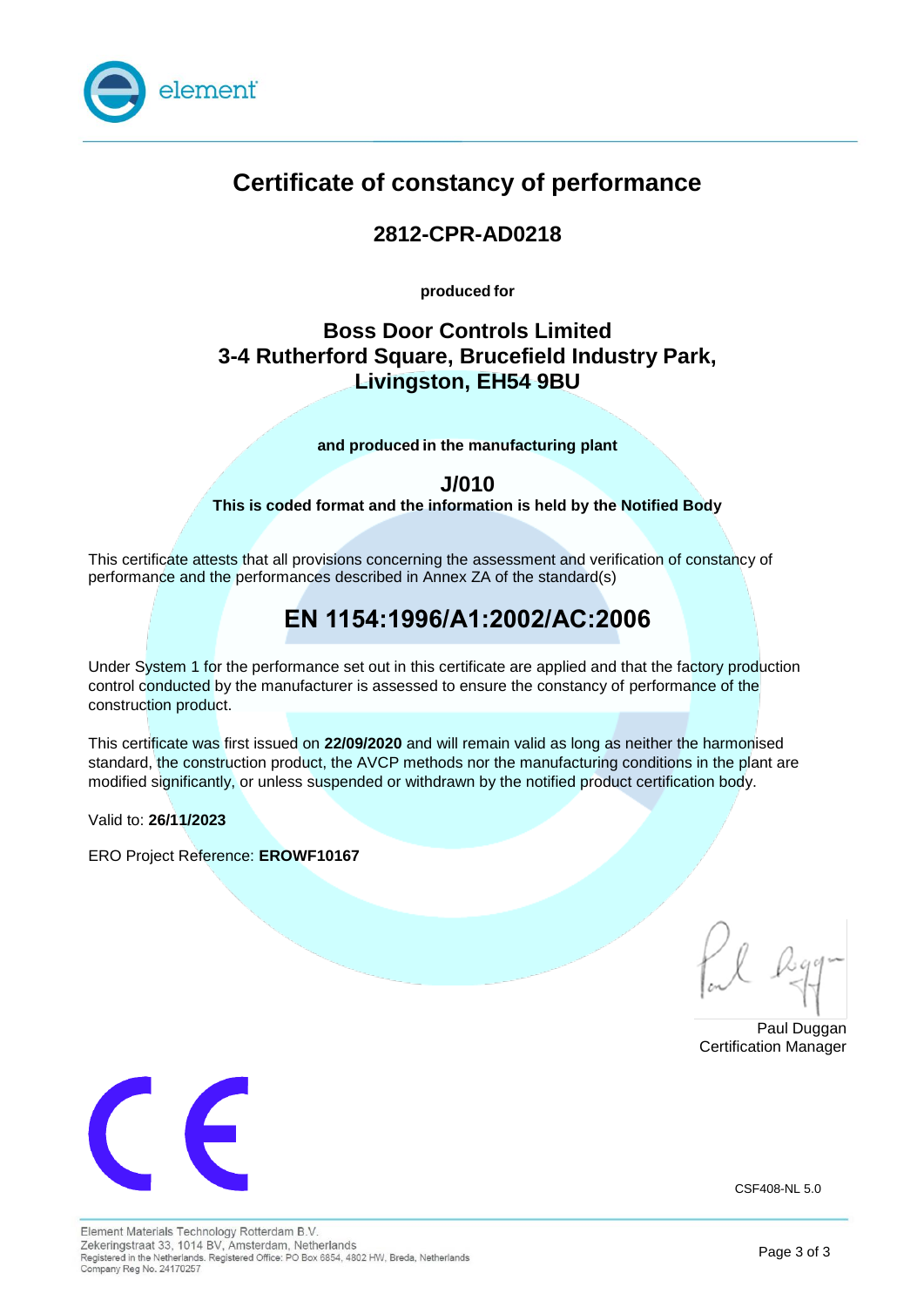# Certificate of constancy of performance

## 2812-CPR-AD0218

**produced for**

## Boss Door Controls Limited
## 3-4 Rutherford Square, Brucefield Industry Park, Livingston, EH54 9BU

**and produced in the manufacturing plant**

**J/010**

**This is coded format and the information is held by the Notified Body**

This certificate attests that all provisions concerning the assessment and verification of constancy of performance and the performances described in Annex ZA of the standard(s)

## EN 1154:1996/A1:2002/AC:2006

Under System 1 for the performance set out in this certificate are applied and that the factory production control conducted by the manufacturer is assessed to ensure the constancy of performance of the construction product.

This certificate was first issued on **22/09/2020** and will remain valid as long as neither the harmonised standard, the construction product, the AVCP methods nor the manufacturing conditions in the plant are modified significantly, or unless suspended or withdrawn by the notified product certification body.

Valid to: **26/11/2023**

ERO Project Reference: **EROWF10167**

Paul Duggan
Certification Manager

CSF408-NL 5.0

Element Materials Technology Rotterdam B.V.
Zekeringstraat 33, 1014 BV, Amsterdam, Netherlands
Registered in the Netherlands. Registered Office: PO Box 6854, 4802 HW, Breda, Netherlands
Company Reg No. 24170257